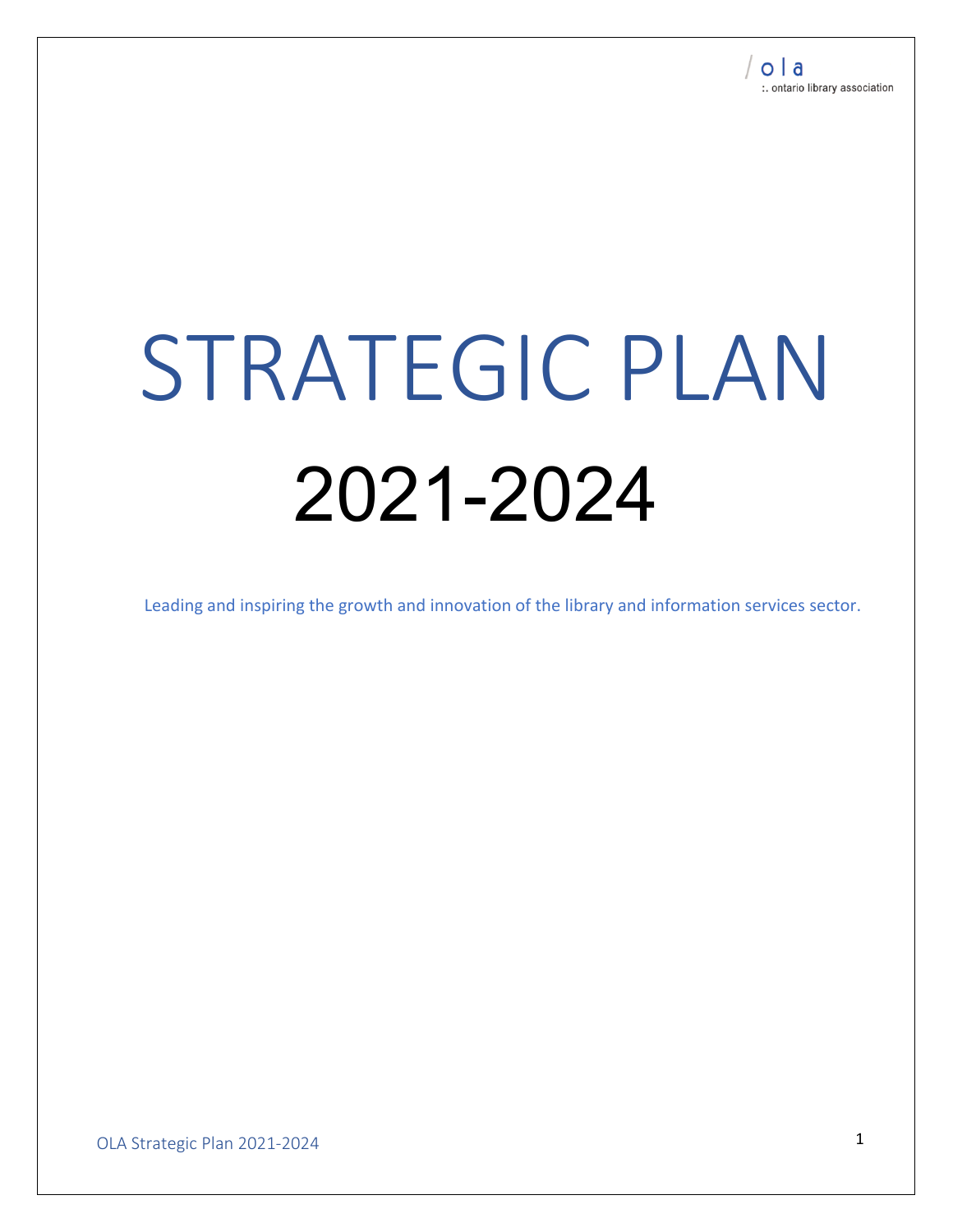ola
:. ontario library association

# STRATEGIC PLAN

# 2021-2024

Leading and inspiring the growth and innovation of the library and information services sector.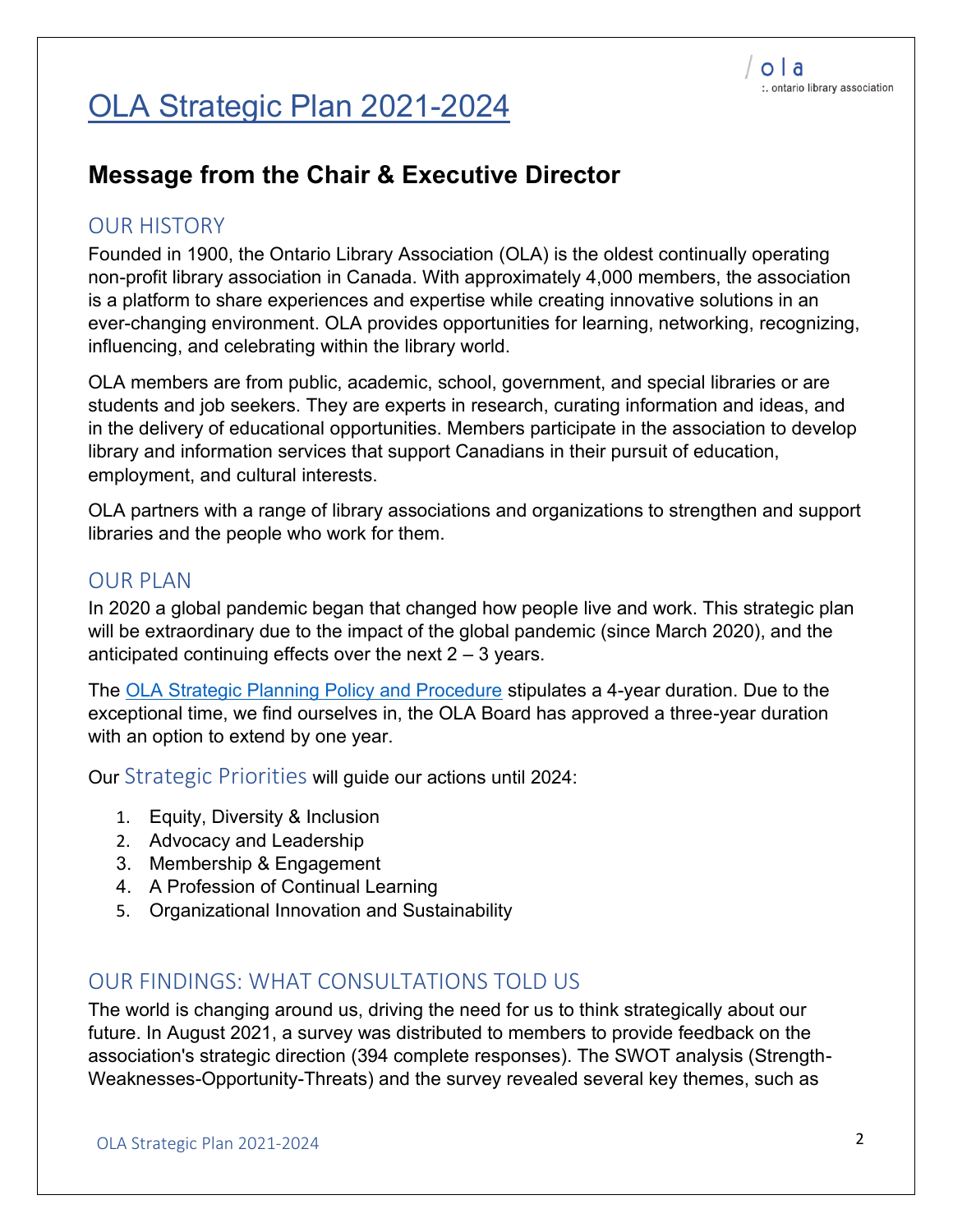# OLA Strategic Plan 2021-2024

## Message from the Chair & Executive Director

### OUR HISTORY

Founded in 1900, the Ontario Library Association (OLA) is the oldest continually operating non-profit library association in Canada. With approximately 4,000 members, the association is a platform to share experiences and expertise while creating innovative solutions in an ever-changing environment. OLA provides opportunities for learning, networking, recognizing, influencing, and celebrating within the library world.

OLA members are from public, academic, school, government, and special libraries or are students and job seekers. They are experts in research, curating information and ideas, and in the delivery of educational opportunities. Members participate in the association to develop library and information services that support Canadians in their pursuit of education, employment, and cultural interests.

OLA partners with a range of library associations and organizations to strengthen and support libraries and the people who work for them.

### OUR PLAN

In 2020 a global pandemic began that changed how people live and work. This strategic plan will be extraordinary due to the impact of the global pandemic (since March 2020), and the anticipated continuing effects over the next 2 – 3 years.

The OLA Strategic Planning Policy and Procedure stipulates a 4-year duration. Due to the exceptional time, we find ourselves in, the OLA Board has approved a three-year duration with an option to extend by one year.

Our Strategic Priorities will guide our actions until 2024:

1. Equity, Diversity & Inclusion
2. Advocacy and Leadership
3. Membership & Engagement
4. A Profession of Continual Learning
5. Organizational Innovation and Sustainability

### OUR FINDINGS: WHAT CONSULTATIONS TOLD US

The world is changing around us, driving the need for us to think strategically about our future. In August 2021, a survey was distributed to members to provide feedback on the association's strategic direction (394 complete responses). The SWOT analysis (Strength-Weaknesses-Opportunity-Threats) and the survey revealed several key themes, such as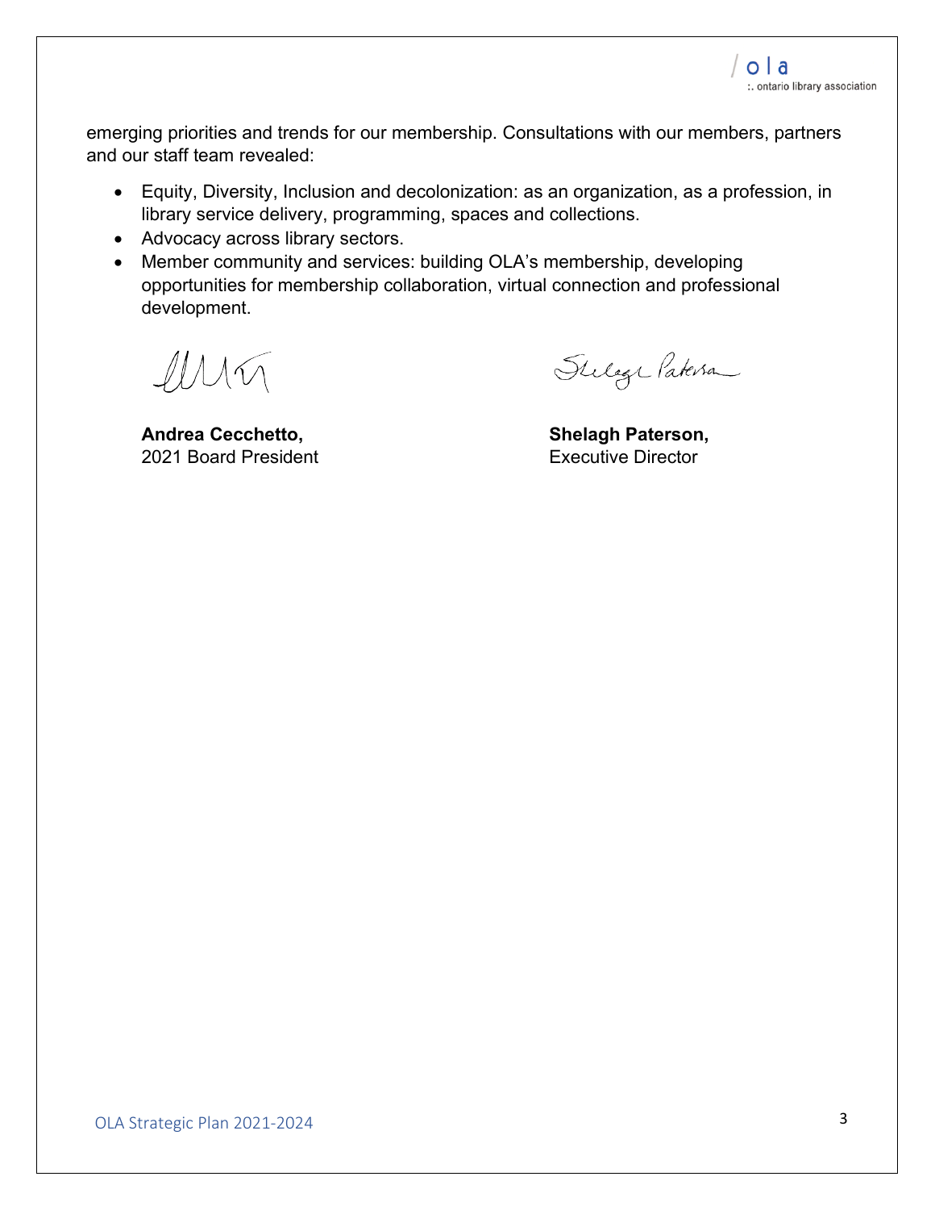emerging priorities and trends for our membership. Consultations with our members, partners and our staff team revealed:

- Equity, Diversity, Inclusion and decolonization: as an organization, as a profession, in library service delivery, programming, spaces and collections.
- Advocacy across library sectors.
- Member community and services: building OLA's membership, developing opportunities for membership collaboration, virtual connection and professional development.

**Andrea Cecchetto,**
2021 Board President

**Shelagh Paterson,**
Executive Director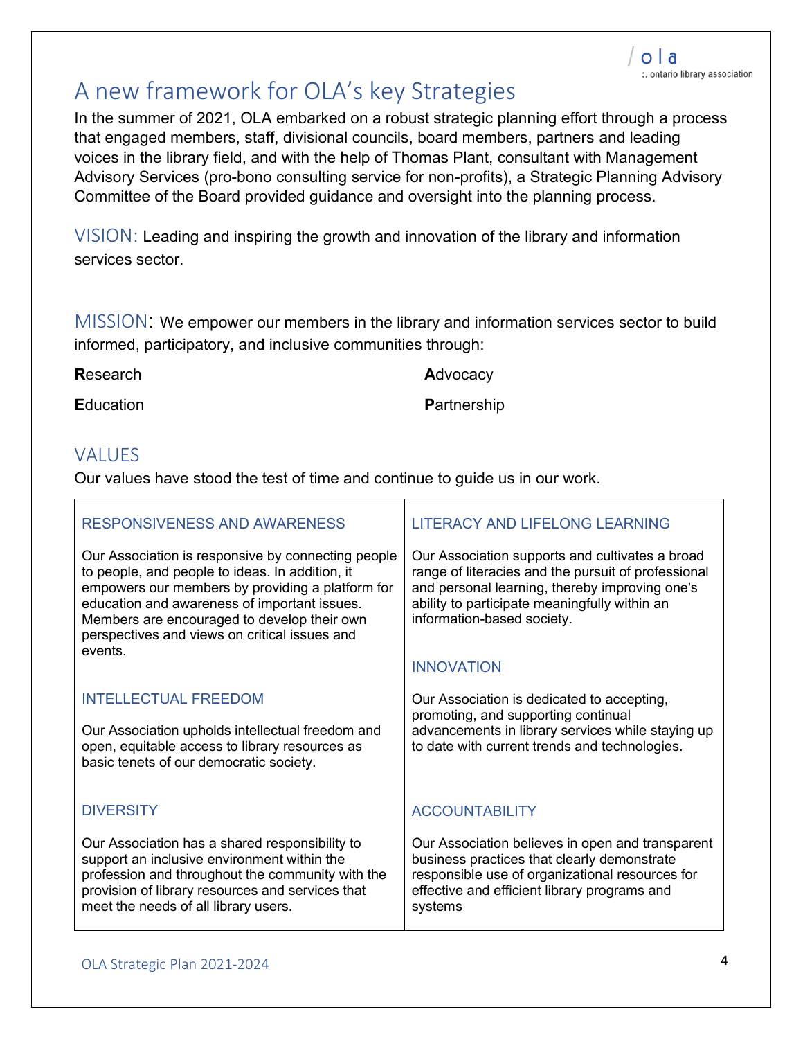# A new framework for OLA's key Strategies

In the summer of 2021, OLA embarked on a robust strategic planning effort through a process that engaged members, staff, divisional councils, board members, partners and leading voices in the library field, and with the help of Thomas Plant, consultant with Management Advisory Services (pro-bono consulting service for non-profits), a Strategic Planning Advisory Committee of the Board provided guidance and oversight into the planning process.

**VISION:** Leading and inspiring the growth and innovation of the library and information services sector.

**MISSION:** We empower our members in the library and information services sector to build informed, participatory, and inclusive communities through:

- **R**esearch
- **E**ducation
- **A**dvocacy
- **P**artnership

## VALUES

Our values have stood the test of time and continue to guide us in our work.

### RESPONSIVENESS AND AWARENESS

Our Association is responsive by connecting people to people, and people to ideas. In addition, it empowers our members by providing a platform for education and awareness of important issues. Members are encouraged to develop their own perspectives and views on critical issues and events.

### INTELLECTUAL FREEDOM

Our Association upholds intellectual freedom and open, equitable access to library resources as basic tenets of our democratic society.

### DIVERSITY

Our Association has a shared responsibility to support an inclusive environment within the profession and throughout the community with the provision of library resources and services that meet the needs of all library users.

### LITERACY AND LIFELONG LEARNING

Our Association supports and cultivates a broad range of literacies and the pursuit of professional and personal learning, thereby improving one's ability to participate meaningfully within an information-based society.

### INNOVATION

Our Association is dedicated to accepting, promoting, and supporting continual advancements in library services while staying up to date with current trends and technologies.

### ACCOUNTABILITY

Our Association believes in open and transparent business practices that clearly demonstrate responsible use of organizational resources for effective and efficient library programs and systems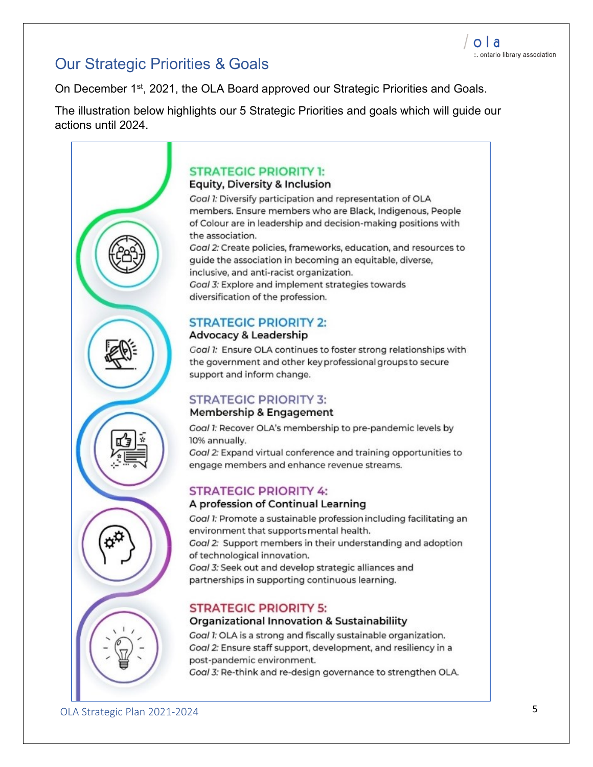## Our Strategic Priorities & Goals

On December 1st, 2021, the OLA Board approved our Strategic Priorities and Goals.

The illustration below highlights our 5 Strategic Priorities and goals which will guide our actions until 2024.

### STRATEGIC PRIORITY 1:
**Equity, Diversity & Inclusion**

*Goal 1:* Diversify participation and representation of OLA members. Ensure members who are Black, Indigenous, People of Colour are in leadership and decision-making positions with the association.
*Goal 2:* Create policies, frameworks, education, and resources to guide the association in becoming an equitable, diverse, inclusive, and anti-racist organization.
*Goal 3:* Explore and implement strategies towards diversification of the profession.

### STRATEGIC PRIORITY 2:
**Advocacy & Leadership**

*Goal 1:* Ensure OLA continues to foster strong relationships with the government and other key professional groups to secure support and inform change.

### STRATEGIC PRIORITY 3:
**Membership & Engagement**

*Goal 1:* Recover OLA's membership to pre-pandemic levels by 10% annually.
*Goal 2:* Expand virtual conference and training opportunities to engage members and enhance revenue streams.

### STRATEGIC PRIORITY 4:
**A profession of Continual Learning**

*Goal 1:* Promote a sustainable profession including facilitating an environment that supports mental health.
*Goal 2:* Support members in their understanding and adoption of technological innovation.
*Goal 3:* Seek out and develop strategic alliances and partnerships in supporting continuous learning.

### STRATEGIC PRIORITY 5:
**Organizational Innovation & Sustainabiliity**

*Goal 1:* OLA is a strong and fiscally sustainable organization.
*Goal 2:* Ensure staff support, development, and resiliency in a post-pandemic environment.
*Goal 3:* Re-think and re-design governance to strengthen OLA.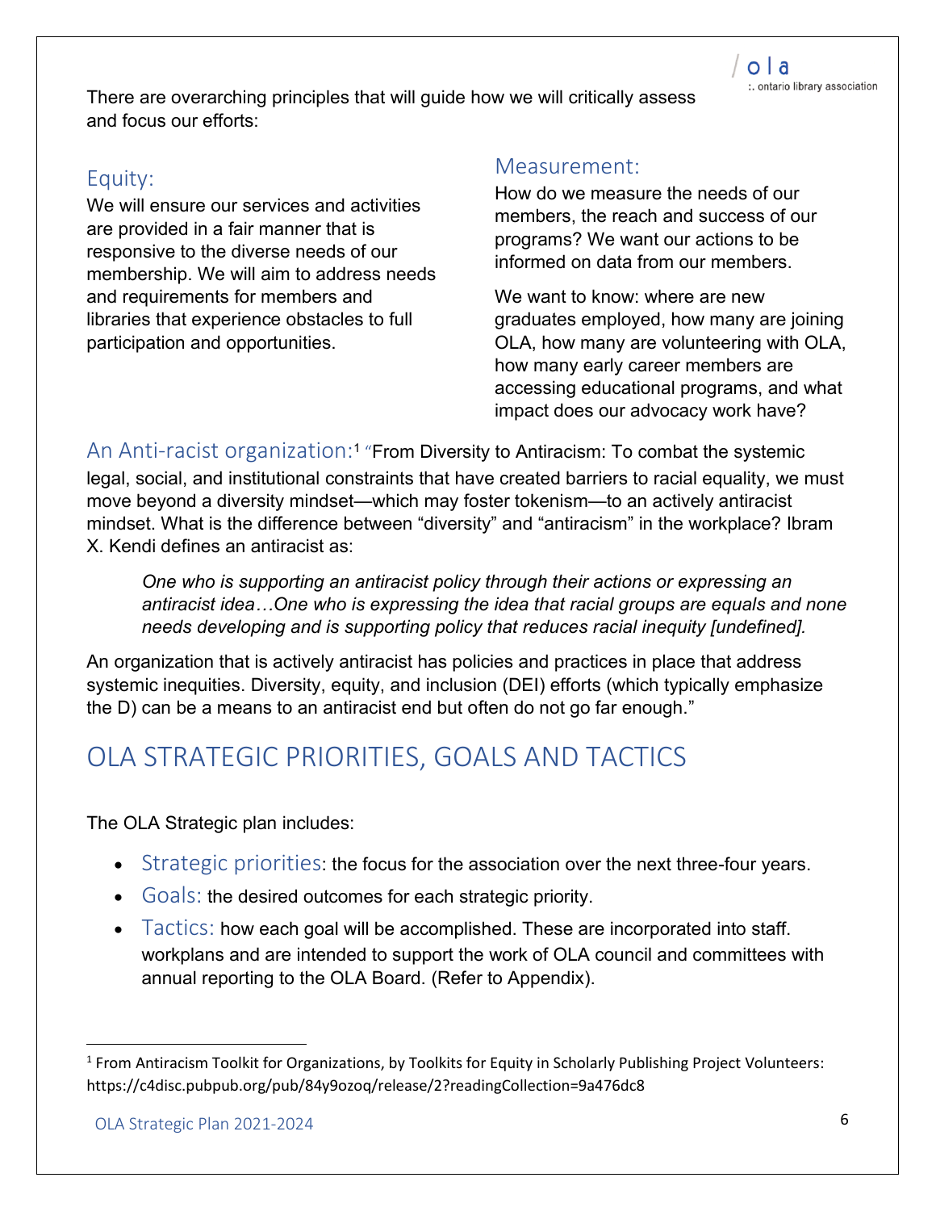There are overarching principles that will guide how we will critically assess and focus our efforts:

### Equity:

We will ensure our services and activities are provided in a fair manner that is responsive to the diverse needs of our membership. We will aim to address needs and requirements for members and libraries that experience obstacles to full participation and opportunities.

### Measurement:

How do we measure the needs of our members, the reach and success of our programs? We want our actions to be informed on data from our members.

We want to know: where are new graduates employed, how many are joining OLA, how many are volunteering with OLA, how many early career members are accessing educational programs, and what impact does our advocacy work have?

### An Anti-racist organization:[1]

"From Diversity to Antiracism: To combat the systemic legal, social, and institutional constraints that have created barriers to racial equality, we must move beyond a diversity mindset—which may foster tokenism—to an actively antiracist mindset. What is the difference between "diversity" and "antiracism" in the workplace? Ibram X. Kendi defines an antiracist as:

> *One who is supporting an antiracist policy through their actions or expressing an antiracist idea…One who is expressing the idea that racial groups are equals and none needs developing and is supporting policy that reduces racial inequity [undefined].*

An organization that is actively antiracist has policies and practices in place that address systemic inequities. Diversity, equity, and inclusion (DEI) efforts (which typically emphasize the D) can be a means to an antiracist end but often do not go far enough."

## OLA STRATEGIC PRIORITIES, GOALS AND TACTICS

The OLA Strategic plan includes:

- Strategic priorities: the focus for the association over the next three-four years.
- Goals: the desired outcomes for each strategic priority.
- Tactics: how each goal will be accomplished. These are incorporated into staff. workplans and are intended to support the work of OLA council and committees with annual reporting to the OLA Board. (Refer to Appendix).

---

[1] From Antiracism Toolkit for Organizations, by Toolkits for Equity in Scholarly Publishing Project Volunteers: https://c4disc.pubpub.org/pub/84y9ozoq/release/2?readingCollection=9a476dc8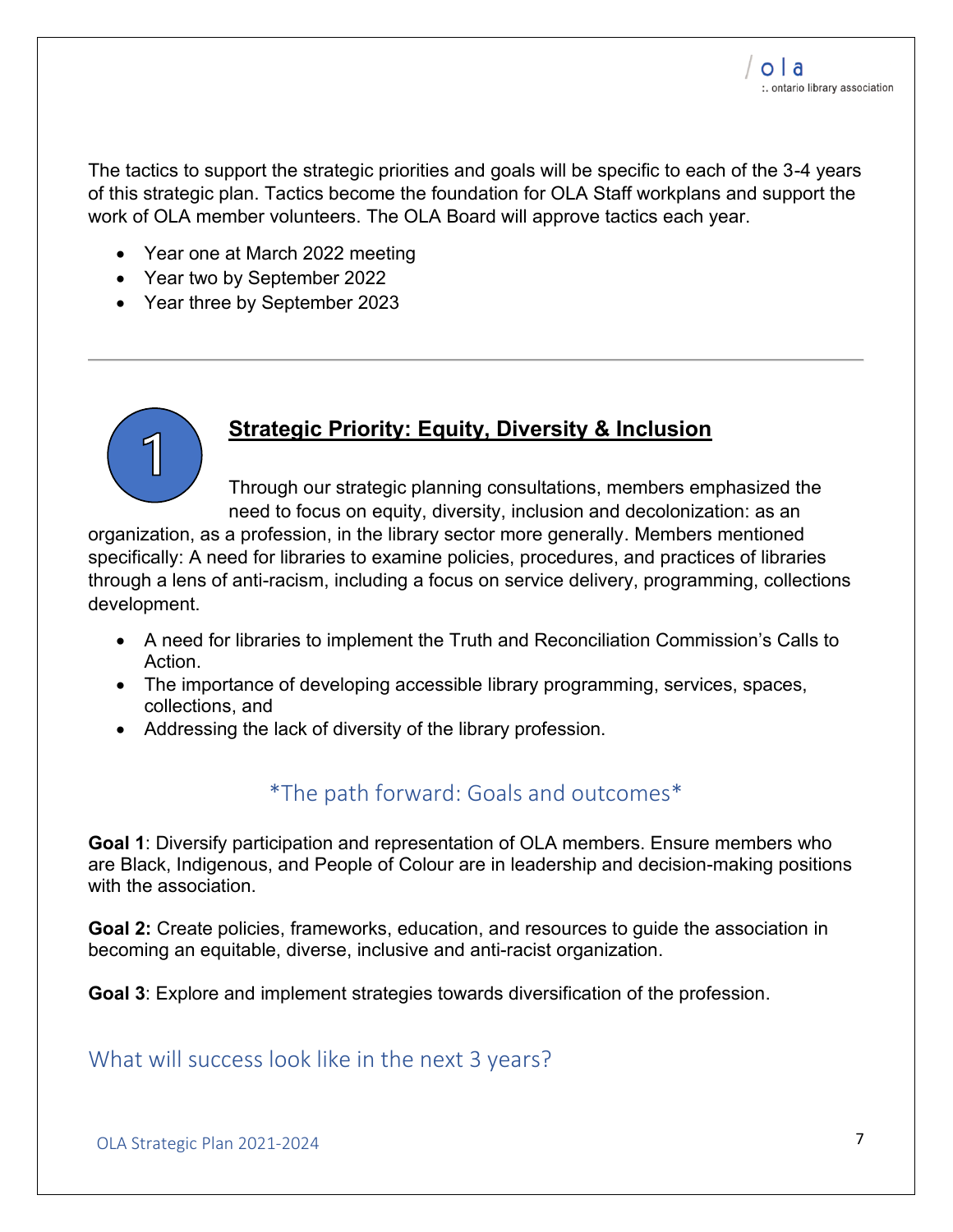The tactics to support the strategic priorities and goals will be specific to each of the 3-4 years of this strategic plan. Tactics become the foundation for OLA Staff workplans and support the work of OLA member volunteers. The OLA Board will approve tactics each year.

- Year one at March 2022 meeting
- Year two by September 2022
- Year three by September 2023

---

## 1 Strategic Priority: Equity, Diversity & Inclusion

Through our strategic planning consultations, members emphasized the need to focus on equity, diversity, inclusion and decolonization: as an organization, as a profession, in the library sector more generally. Members mentioned specifically: A need for libraries to examine policies, procedures, and practices of libraries through a lens of anti-racism, including a focus on service delivery, programming, collections development.

- A need for libraries to implement the Truth and Reconciliation Commission's Calls to Action.
- The importance of developing accessible library programming, services, spaces, collections, and
- Addressing the lack of diversity of the library profession.

### *The path forward: Goals and outcomes*

**Goal 1**: Diversify participation and representation of OLA members. Ensure members who are Black, Indigenous, and People of Colour are in leadership and decision-making positions with the association.

**Goal 2:** Create policies, frameworks, education, and resources to guide the association in becoming an equitable, diverse, inclusive and anti-racist organization.

**Goal 3**: Explore and implement strategies towards diversification of the profession.

### What will success look like in the next 3 years?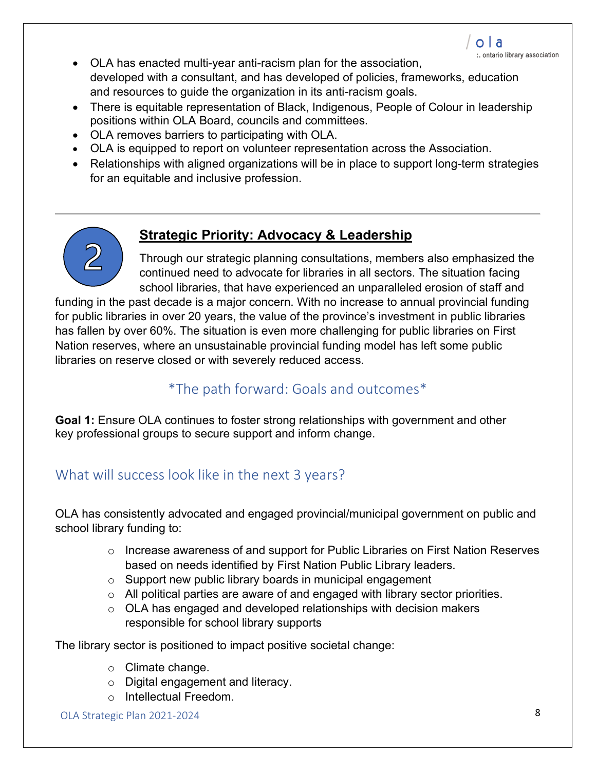- OLA has enacted multi-year anti-racism plan for the association, developed with a consultant, and has developed of policies, frameworks, education and resources to guide the organization in its anti-racism goals.
- There is equitable representation of Black, Indigenous, People of Colour in leadership positions within OLA Board, councils and committees.
- OLA removes barriers to participating with OLA.
- OLA is equipped to report on volunteer representation across the Association.
- Relationships with aligned organizations will be in place to support long-term strategies for an equitable and inclusive profession.

---

## 2 Strategic Priority: Advocacy & Leadership

Through our strategic planning consultations, members also emphasized the continued need to advocate for libraries in all sectors. The situation facing school libraries, that have experienced an unparalleled erosion of staff and funding in the past decade is a major concern. With no increase to annual provincial funding for public libraries in over 20 years, the value of the province's investment in public libraries has fallen by over 60%. The situation is even more challenging for public libraries on First Nation reserves, where an unsustainable provincial funding model has left some public libraries on reserve closed or with severely reduced access.

### *The path forward: Goals and outcomes*

**Goal 1:** Ensure OLA continues to foster strong relationships with government and other key professional groups to secure support and inform change.

### What will success look like in the next 3 years?

OLA has consistently advocated and engaged provincial/municipal government on public and school library funding to:

- Increase awareness of and support for Public Libraries on First Nation Reserves based on needs identified by First Nation Public Library leaders.
- Support new public library boards in municipal engagement
- All political parties are aware of and engaged with library sector priorities.
- OLA has engaged and developed relationships with decision makers responsible for school library supports

The library sector is positioned to impact positive societal change:

- Climate change.
- Digital engagement and literacy.
- Intellectual Freedom.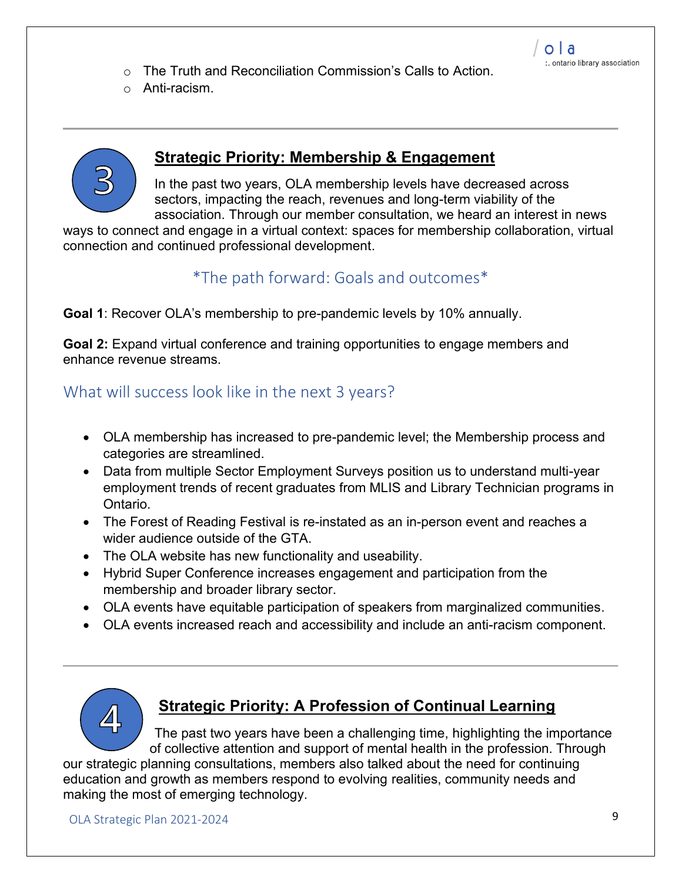- The Truth and Reconciliation Commission's Calls to Action.
- Anti-racism.

---

## 3 Strategic Priority: Membership & Engagement

In the past two years, OLA membership levels have decreased across sectors, impacting the reach, revenues and long-term viability of the association. Through our member consultation, we heard an interest in news ways to connect and engage in a virtual context: spaces for membership collaboration, virtual connection and continued professional development.

### *The path forward: Goals and outcomes*

**Goal 1**: Recover OLA's membership to pre-pandemic levels by 10% annually.

**Goal 2:** Expand virtual conference and training opportunities to engage members and enhance revenue streams.

### What will success look like in the next 3 years?

- OLA membership has increased to pre-pandemic level; the Membership process and categories are streamlined.
- Data from multiple Sector Employment Surveys position us to understand multi-year employment trends of recent graduates from MLIS and Library Technician programs in Ontario.
- The Forest of Reading Festival is re-instated as an in-person event and reaches a wider audience outside of the GTA.
- The OLA website has new functionality and useability.
- Hybrid Super Conference increases engagement and participation from the membership and broader library sector.
- OLA events have equitable participation of speakers from marginalized communities.
- OLA events increased reach and accessibility and include an anti-racism component.

---

## 4 Strategic Priority: A Profession of Continual Learning

The past two years have been a challenging time, highlighting the importance of collective attention and support of mental health in the profession. Through our strategic planning consultations, members also talked about the need for continuing education and growth as members respond to evolving realities, community needs and making the most of emerging technology.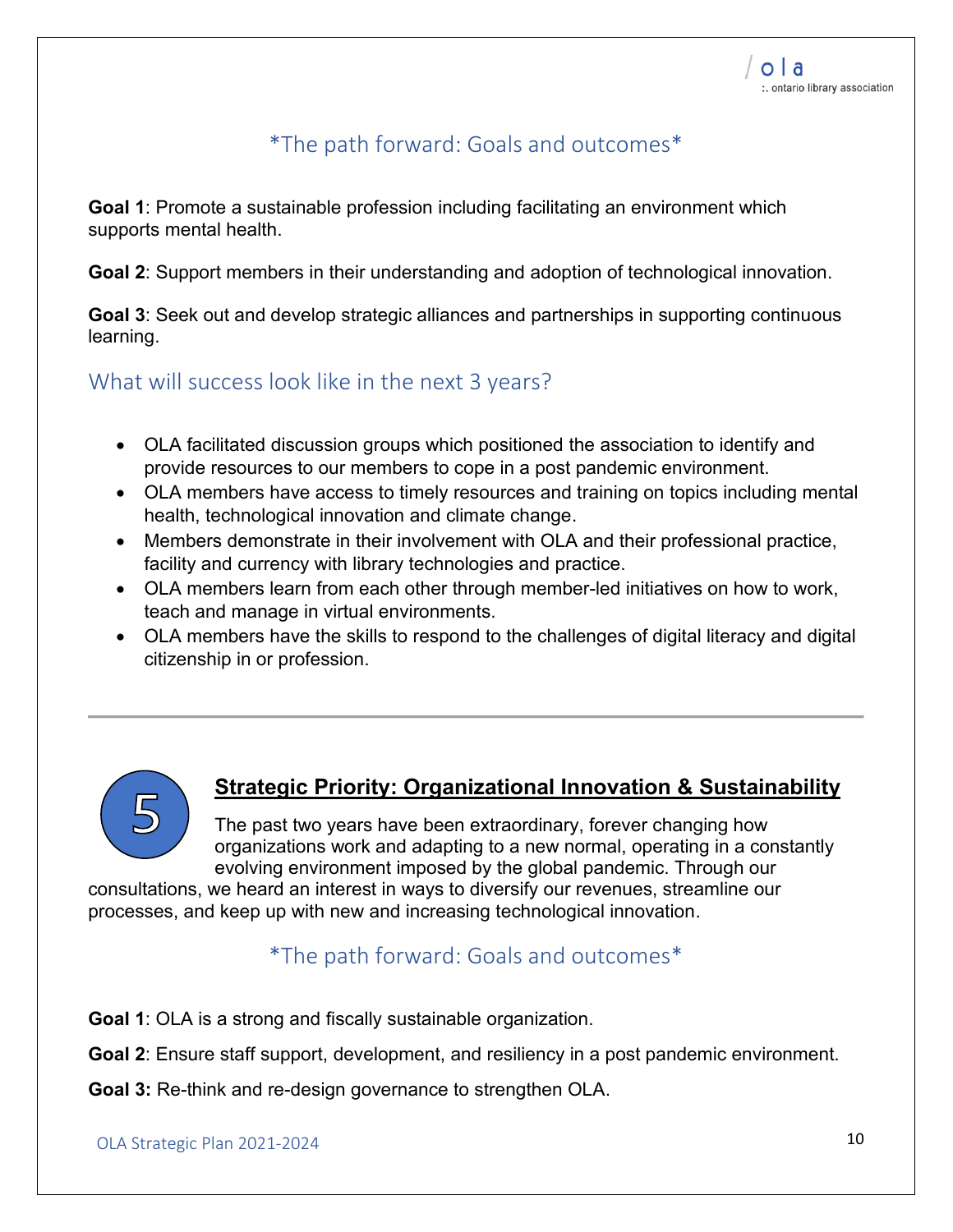## *The path forward: Goals and outcomes*

**Goal 1**: Promote a sustainable profession including facilitating an environment which supports mental health.

**Goal 2**: Support members in their understanding and adoption of technological innovation.

**Goal 3**: Seek out and develop strategic alliances and partnerships in supporting continuous learning.

### What will success look like in the next 3 years?

- OLA facilitated discussion groups which positioned the association to identify and provide resources to our members to cope in a post pandemic environment.
- OLA members have access to timely resources and training on topics including mental health, technological innovation and climate change.
- Members demonstrate in their involvement with OLA and their professional practice, facility and currency with library technologies and practice.
- OLA members learn from each other through member-led initiatives on how to work, teach and manage in virtual environments.
- OLA members have the skills to respond to the challenges of digital literacy and digital citizenship in or profession.

---

## 5 Strategic Priority: Organizational Innovation & Sustainability

The past two years have been extraordinary, forever changing how organizations work and adapting to a new normal, operating in a constantly evolving environment imposed by the global pandemic. Through our consultations, we heard an interest in ways to diversify our revenues, streamline our processes, and keep up with new and increasing technological innovation.

## *The path forward: Goals and outcomes*

**Goal 1**: OLA is a strong and fiscally sustainable organization.

**Goal 2**: Ensure staff support, development, and resiliency in a post pandemic environment.

**Goal 3:** Re-think and re-design governance to strengthen OLA.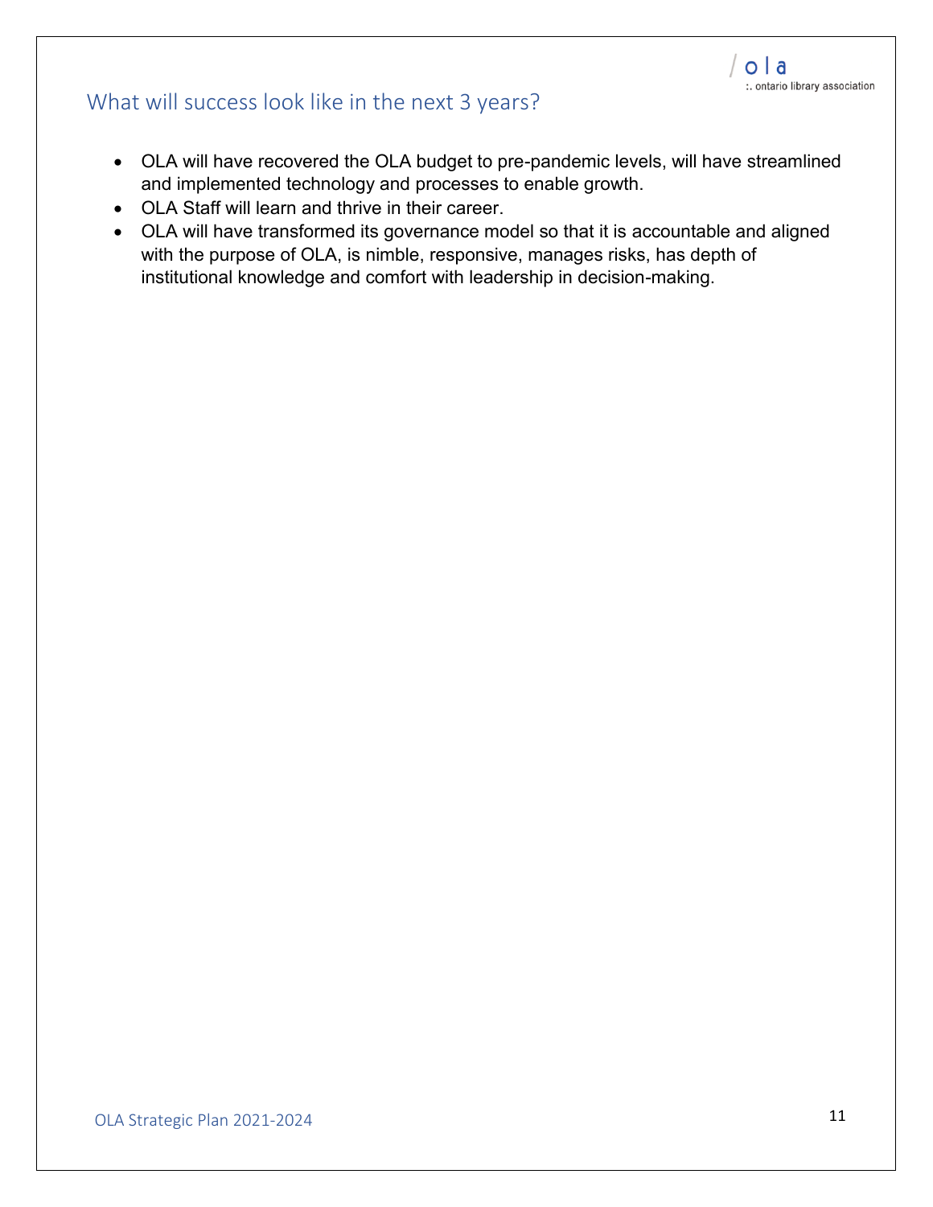## What will success look like in the next 3 years?

- OLA will have recovered the OLA budget to pre-pandemic levels, will have streamlined and implemented technology and processes to enable growth.
- OLA Staff will learn and thrive in their career.
- OLA will have transformed its governance model so that it is accountable and aligned with the purpose of OLA, is nimble, responsive, manages risks, has depth of institutional knowledge and comfort with leadership in decision-making.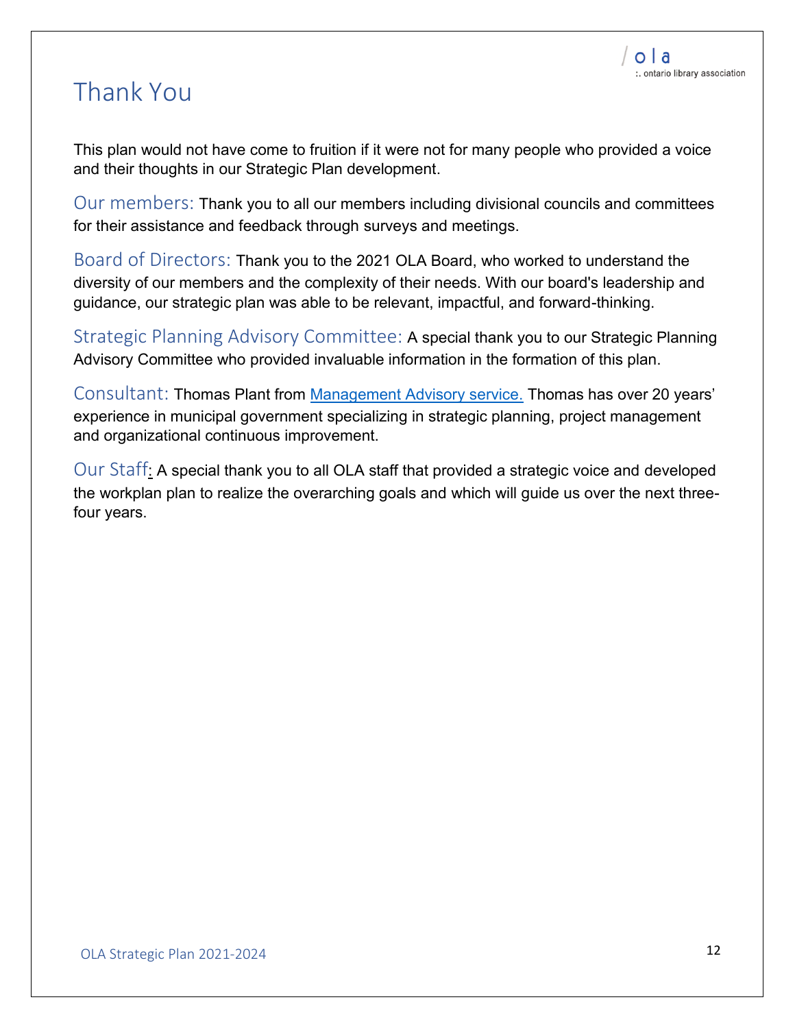# Thank You

This plan would not have come to fruition if it were not for many people who provided a voice and their thoughts in our Strategic Plan development.

**Our members:** Thank you to all our members including divisional councils and committees for their assistance and feedback through surveys and meetings.

**Board of Directors:** Thank you to the 2021 OLA Board, who worked to understand the diversity of our members and the complexity of their needs. With our board's leadership and guidance, our strategic plan was able to be relevant, impactful, and forward-thinking.

**Strategic Planning Advisory Committee:** A special thank you to our Strategic Planning Advisory Committee who provided invaluable information in the formation of this plan.

**Consultant:** Thomas Plant from Management Advisory service. Thomas has over 20 years' experience in municipal government specializing in strategic planning, project management and organizational continuous improvement.

**Our Staff:** A special thank you to all OLA staff that provided a strategic voice and developed the workplan plan to realize the overarching goals and which will guide us over the next three-four years.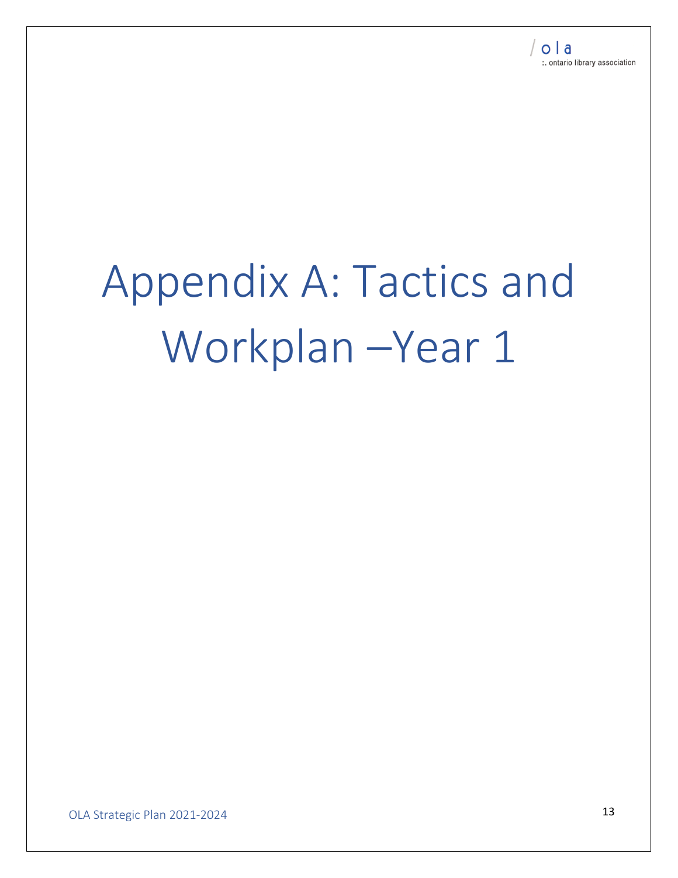# Appendix A: Tactics and Workplan –Year 1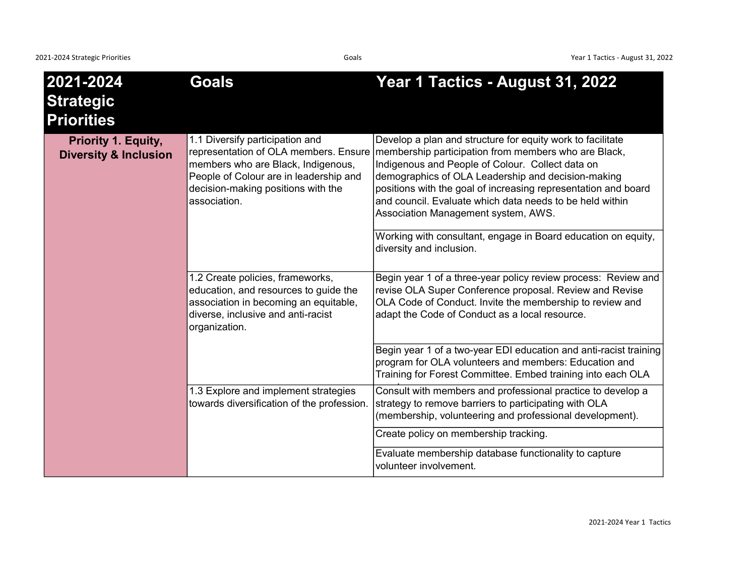| 2021-2024 Strategic Priorities | Goals | Year 1 Tactics - August 31, 2022 |
|---|---|---|
| **Priority 1. Equity, Diversity & Inclusion** | 1.1 Diversify participation and representation of OLA members. Ensure members who are Black, Indigenous, People of Colour are in leadership and decision-making positions with the association. | Develop a plan and structure for equity work to facilitate membership participation from members who are Black, Indigenous and People of Colour. Collect data on demographics of OLA Leadership and decision-making positions with the goal of increasing representation and board and council. Evaluate which data needs to be held within Association Management system, AWS. |
| | | Working with consultant, engage in Board education on equity, diversity and inclusion. |
| | 1.2 Create policies, frameworks, education, and resources to guide the association in becoming an equitable, diverse, inclusive and anti-racist organization. | Begin year 1 of a three-year policy review process: Review and revise OLA Super Conference proposal. Review and Revise OLA Code of Conduct. Invite the membership to review and adapt the Code of Conduct as a local resource. |
| | | Begin year 1 of a two-year EDI education and anti-racist training program for OLA volunteers and members: Education and Training for Forest Committee. Embed training into each OLA |
| | 1.3 Explore and implement strategies towards diversification of the profession. | Consult with members and professional practice to develop a strategy to remove barriers to participating with OLA (membership, volunteering and professional development). |
| | | Create policy on membership tracking. |
| | | Evaluate membership database functionality to capture volunteer involvement. |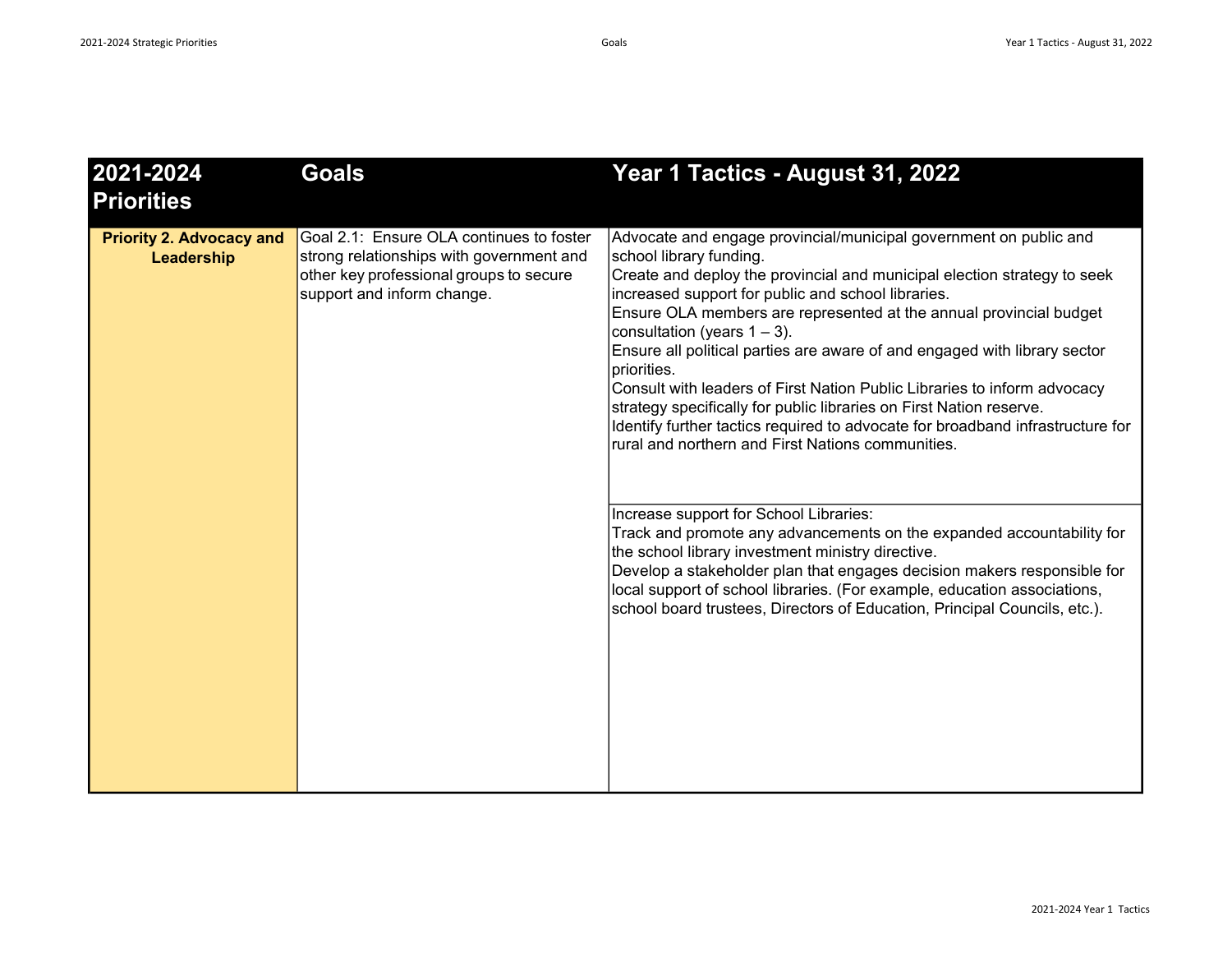| 2021-2024 Priorities | Goals | Year 1 Tactics - August 31, 2022 |
|---|---|---|
| **Priority 2. Advocacy and Leadership** | Goal 2.1: Ensure OLA continues to foster strong relationships with government and other key professional groups to secure support and inform change. | Advocate and engage provincial/municipal government on public and school library funding.<br>Create and deploy the provincial and municipal election strategy to seek increased support for public and school libraries.<br>Ensure OLA members are represented at the annual provincial budget consultation (years 1 – 3).<br>Ensure all political parties are aware of and engaged with library sector priorities.<br>Consult with leaders of First Nation Public Libraries to inform advocacy strategy specifically for public libraries on First Nation reserve.<br>Identify further tactics required to advocate for broadband infrastructure for rural and northern and First Nations communities. |
| | | Increase support for School Libraries:<br>Track and promote any advancements on the expanded accountability for the school library investment ministry directive.<br>Develop a stakeholder plan that engages decision makers responsible for local support of school libraries. (For example, education associations, school board trustees, Directors of Education, Principal Councils, etc.). |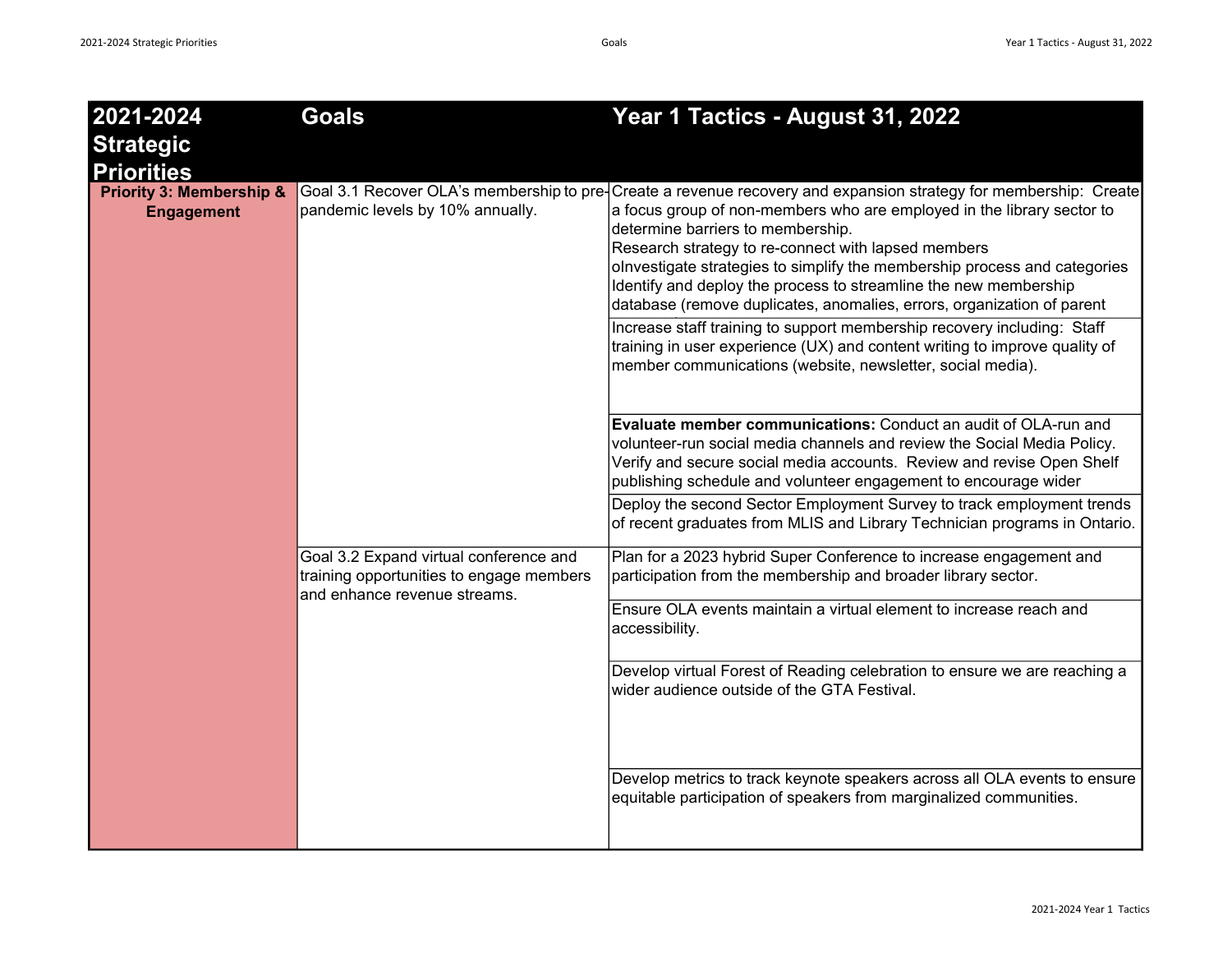| 2021-2024 Strategic Priorities | Goals | Year 1 Tactics - August 31, 2022 |
|---|---|---|
| **Priority 3: Membership & Engagement** | Goal 3.1 Recover OLA's membership to pre-pandemic levels by 10% annually. | Create a revenue recovery and expansion strategy for membership: Create a focus group of non-members who are employed in the library sector to determine barriers to membership. Research strategy to re-connect with lapsed members oInvestigate strategies to simplify the membership process and categories Identify and deploy the process to streamline the new membership database (remove duplicates, anomalies, errors, organization of parent |
| | | Increase staff training to support membership recovery including: Staff training in user experience (UX) and content writing to improve quality of member communications (website, newsletter, social media). |
| | | **Evaluate member communications:** Conduct an audit of OLA-run and volunteer-run social media channels and review the Social Media Policy. Verify and secure social media accounts. Review and revise Open Shelf publishing schedule and volunteer engagement to encourage wider |
| | | Deploy the second Sector Employment Survey to track employment trends of recent graduates from MLIS and Library Technician programs in Ontario. |
| | Goal 3.2 Expand virtual conference and training opportunities to engage members and enhance revenue streams. | Plan for a 2023 hybrid Super Conference to increase engagement and participation from the membership and broader library sector. |
| | | Ensure OLA events maintain a virtual element to increase reach and accessibility. |
| | | Develop virtual Forest of Reading celebration to ensure we are reaching a wider audience outside of the GTA Festival. |
| | | Develop metrics to track keynote speakers across all OLA events to ensure equitable participation of speakers from marginalized communities. |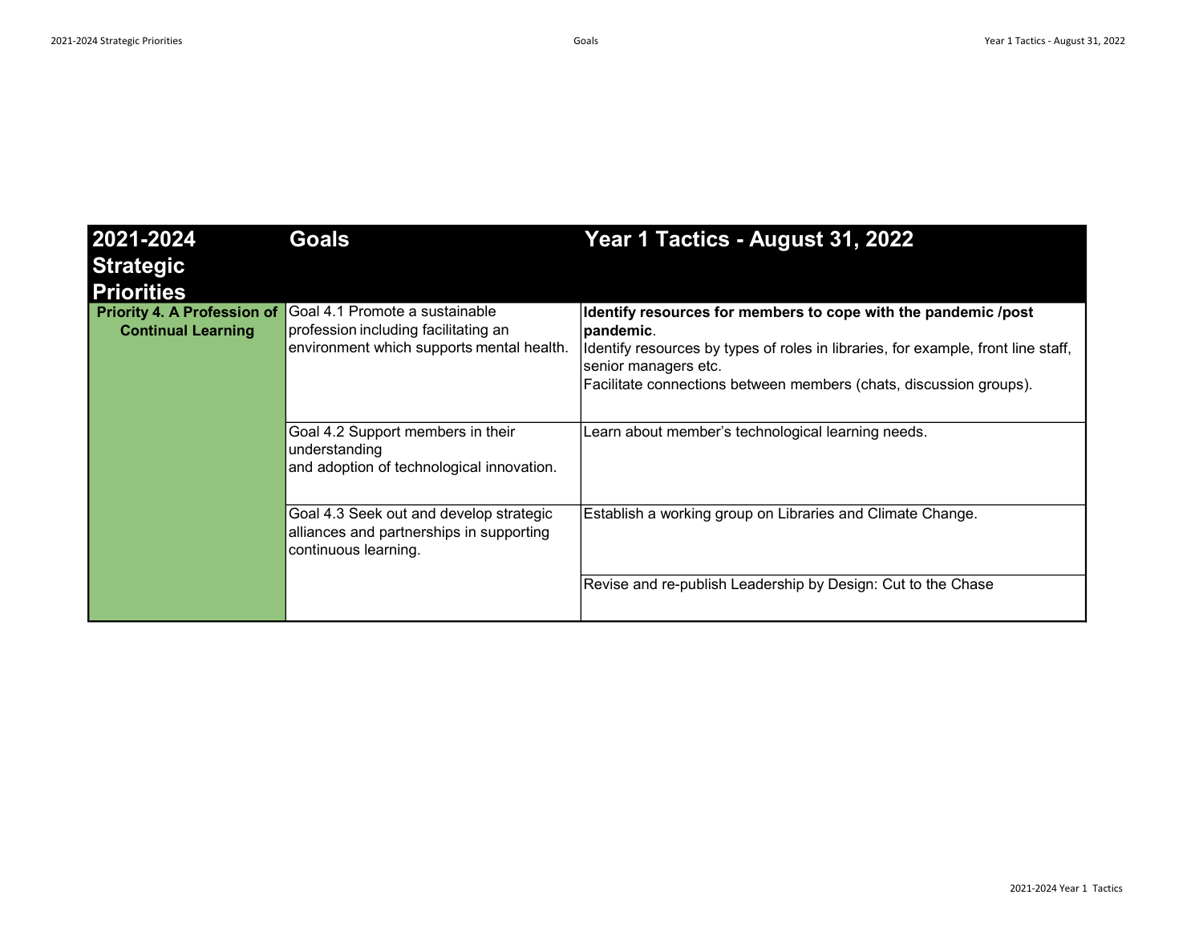| 2021-2024 Strategic Priorities | Goals | Year 1 Tactics - August 31, 2022 |
|---|---|---|
| **Priority 4. A Profession of Continual Learning** | Goal 4.1 Promote a sustainable profession including facilitating an environment which supports mental health. | **Identify resources for members to cope with the pandemic /post pandemic**.<br>Identify resources by types of roles in libraries, for example, front line staff, senior managers etc.<br>Facilitate connections between members (chats, discussion groups). |
| | Goal 4.2 Support members in their understanding and adoption of technological innovation. | Learn about member's technological learning needs. |
| | Goal 4.3 Seek out and develop strategic alliances and partnerships in supporting continuous learning. | Establish a working group on Libraries and Climate Change. |
| | | Revise and re-publish Leadership by Design: Cut to the Chase |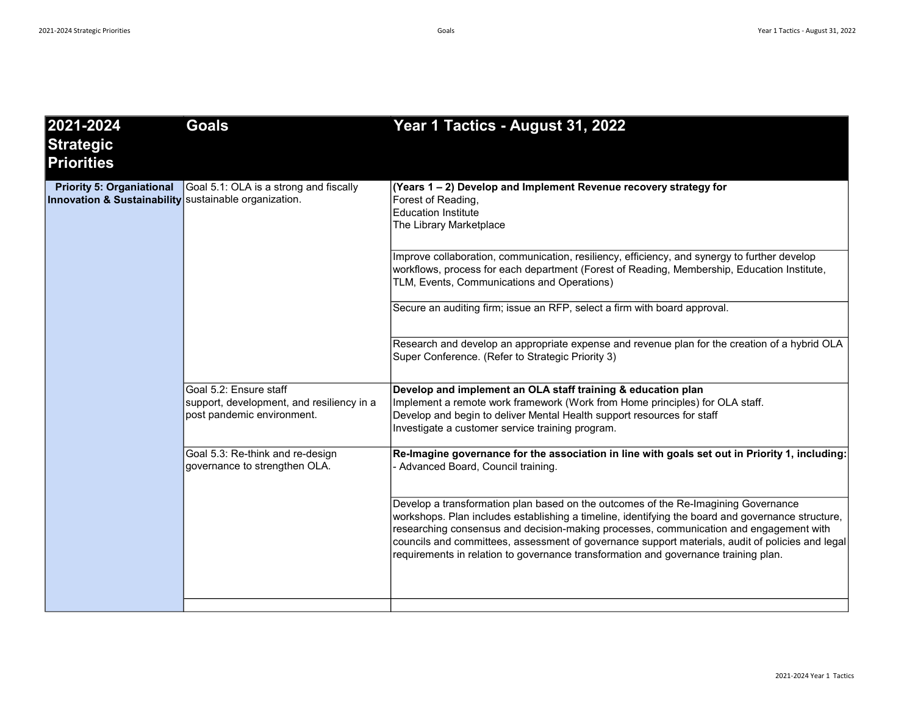| 2021-2024 Strategic Priorities | Goals | Year 1 Tactics - August 31, 2022 |
|---|---|---|
| **Priority 5: Organiational Innovation & Sustainability** | Goal 5.1: OLA is a strong and fiscally sustainable organization. | **(Years 1 – 2) Develop and Implement Revenue recovery strategy for**<br>Forest of Reading,<br>Education Institute<br>The Library Marketplace |
| | | Improve collaboration, communication, resiliency, efficiency, and synergy to further develop workflows, process for each department (Forest of Reading, Membership, Education Institute, TLM, Events, Communications and Operations) |
| | | Secure an auditing firm; issue an RFP, select a firm with board approval. |
| | | Research and develop an appropriate expense and revenue plan for the creation of a hybrid OLA Super Conference. (Refer to Strategic Priority 3) |
| | Goal 5.2: Ensure staff support, development, and resiliency in a post pandemic environment. | **Develop and implement an OLA staff training & education plan**<br>Implement a remote work framework (Work from Home principles) for OLA staff.<br>Develop and begin to deliver Mental Health support resources for staff<br>Investigate a customer service training program. |
| | Goal 5.3: Re-think and re-design governance to strengthen OLA. | **Re-Imagine governance for the association in line with goals set out in Priority 1, including:**<br>- Advanced Board, Council training. |
| | | Develop a transformation plan based on the outcomes of the Re-Imagining Governance workshops. Plan includes establishing a timeline, identifying the board and governance structure, researching consensus and decision-making processes, communication and engagement with councils and committees, assessment of governance support materials, audit of policies and legal requirements in relation to governance transformation and governance training plan. |
| | | |